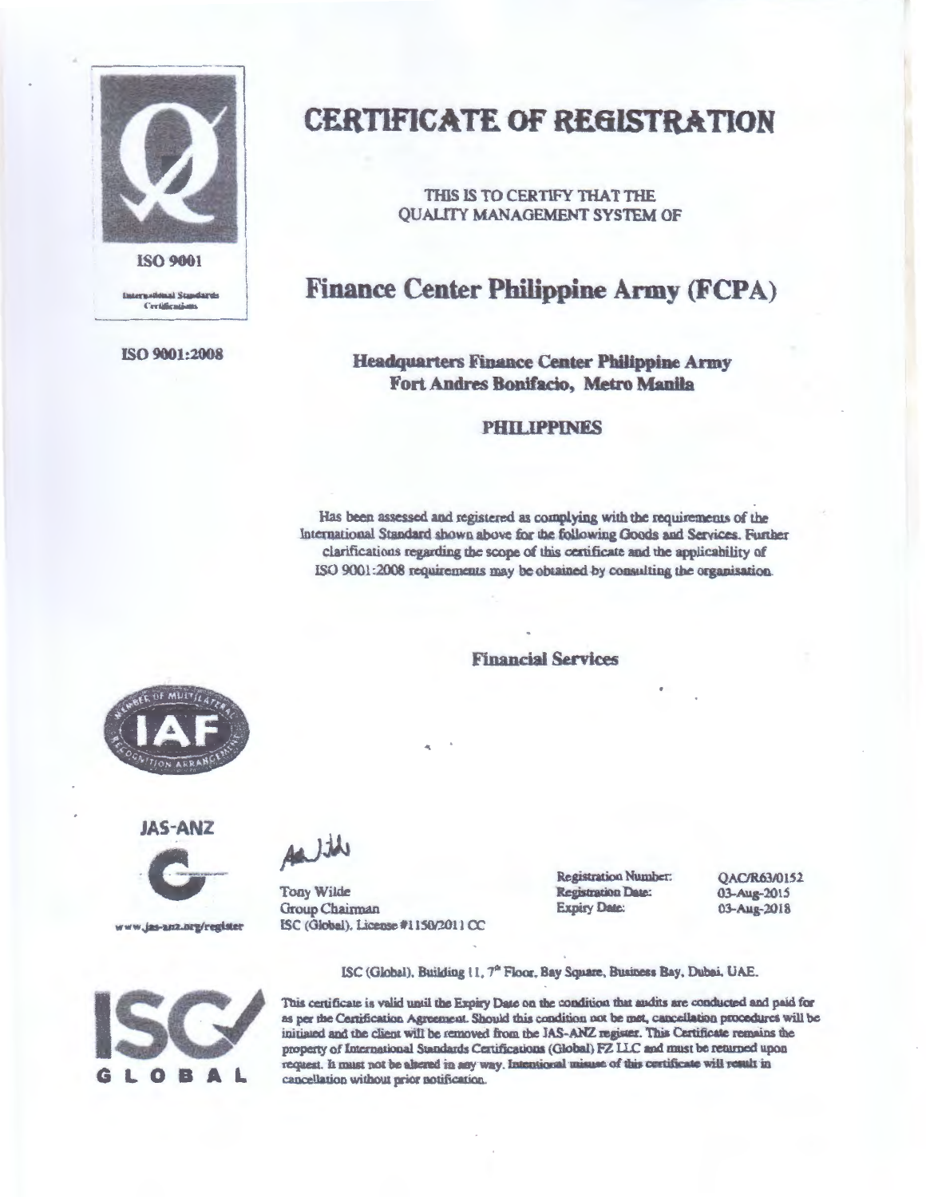ISO 9001

International Standards Certifications

ISO 9001:2008

# CERTIFICATE OF REGISTRATION

THIS IS TO CERTIFY THAT THE
QUALITY MANAGEMENT SYSTEM OF

## Finance Center Philippine Army (FCPA)

**Headquarters Finance Center Philippine Army**
**Fort Andres Bonifacio, Metro Manila**

**PHILIPPINES**

Has been assessed and registered as complying with the requirements of the International Standard shown above for the following Goods and Services. Further clarifications regarding the scope of this certificate and the applicability of ISO 9001:2008 requirements may be obtained by consulting the organisation.

**Financial Services**

JAS-ANZ

www.jas-anz.org/register

Tony Wilde
Group Chairman
ISC (Global), License #1150/2011 CC

Registration Number: QAC/R63/0152
Registration Date: 03-Aug-2015
Expiry Date: 03-Aug-2018

ISC (Global), Building 11, 7th Floor, Bay Square, Business Bay, Dubai, UAE.

This certificate is valid until the Expiry Date on the condition that audits are conducted and paid for as per the Certification Agreement. Should this condition not be met, cancellation procedures will be initiated and the client will be removed from the JAS-ANZ register. This Certificate remains the property of International Standards Certifications (Global) FZ LLC and must be returned upon request. It must not be altered in any way. Intentional misuse of this certificate will result in cancellation without prior notification.

ISC GLOBAL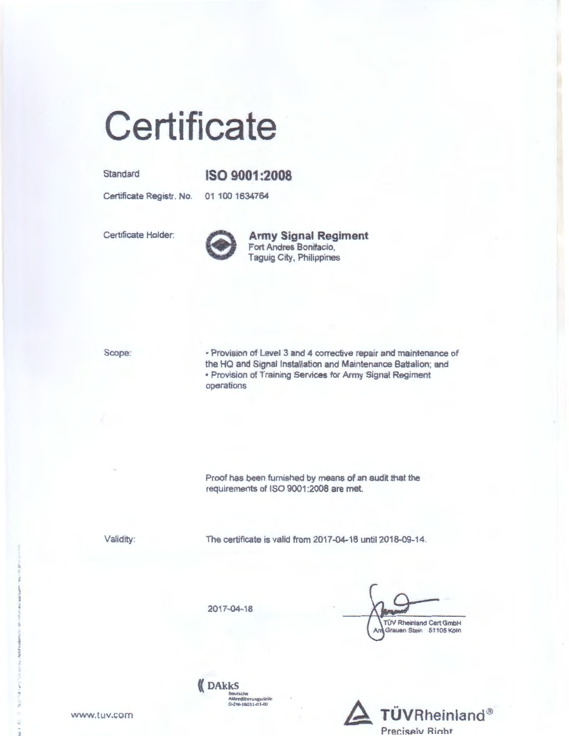# Certificate

| | |
|---|---|
| Standard | **ISO 9001:2008** |
| Certificate Registr. No. | 01 100 1634764 |
| Certificate Holder: | **Army Signal Regiment**<br>Fort Andres Bonifacio,<br>Taguig City, Philippines |
| Scope: | • Provision of Level 3 and 4 corrective repair and maintenance of the HQ and Signal Installation and Maintenance Battalion; and<br>• Provision of Training Services for Army Signal Regiment operations |

Proof has been furnished by means of an audit that the requirements of ISO 9001:2008 are met.

Validity: The certificate is valid from 2017-04-18 until 2018-09-14.

2017-04-18

TÜV Rheinland Cert GmbH
Am Grauen Stein 51105 Köln

DAkkS
Deutsche
Akkreditierungsstelle
D-ZM-16031-01-00

www.tuv.com

TÜVRheinland®
Precisely Right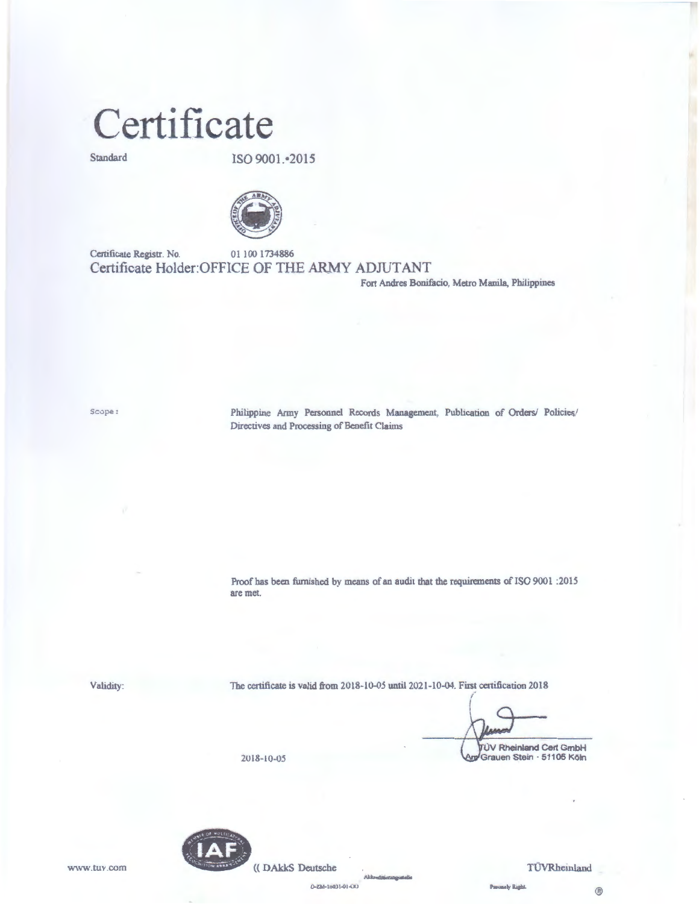# Certificate

Standard ISO 9001.•2015

Certificate Registr. No. 01 100 1734886

## Certificate Holder: OFFICE OF THE ARMY ADJUTANT

Fort Andres Bonifacio, Metro Manila, Philippines

Scope: Philippine Army Personnel Records Management, Publication of Orders/ Policies/ Directives and Processing of Benefit Claims

Proof has been furnished by means of an audit that the requirements of ISO 9001 :2015 are met.

Validity: The certificate is valid from 2018-10-05 until 2021-10-04. First certification 2018

2018-10-05

TÜV Rheinland Cert GmbH
Am Grauen Stein · 51105 Köln

www.tuv.com

(( DAkkS Deutsche Akkreditierungsstelle
D-ZM-16031-01-00

TÜVRheinland
Precisely Right.